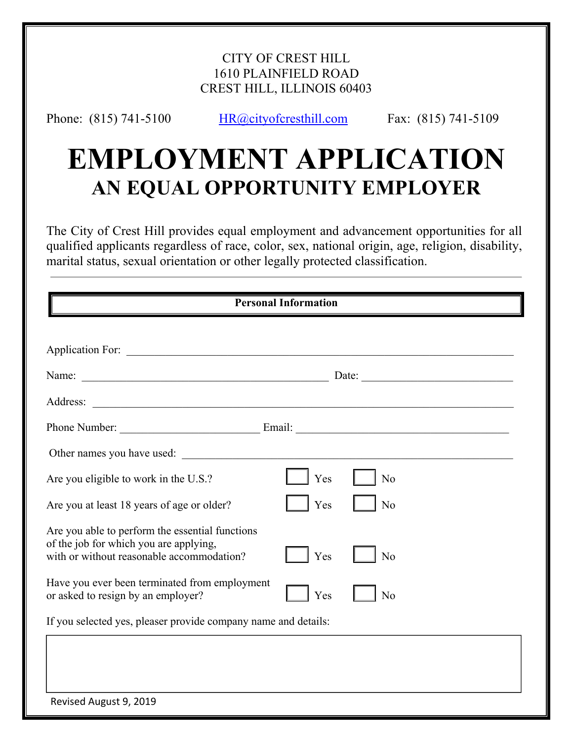CITY OF CREST HILL
1610 PLAINFIELD ROAD
CREST HILL, ILLINOIS 60403

Phone: (815) 741-5100 HR@cityofcresthill.com Fax: (815) 741-5109

# EMPLOYMENT APPLICATION

## AN EQUAL OPPORTUNITY EMPLOYER

The City of Crest Hill provides equal employment and advancement opportunities for all qualified applicants regardless of race, color, sex, national origin, age, religion, disability, marital status, sexual orientation or other legally protected classification.

---

**Personal Information**

Application For: ______________________________________________

Name: ______________________________ Date: ____________________

Address: ______________________________________________

Phone Number: ____________________ Email: ____________________________

Other names you have used: ______________________________________________

Are you eligible to work in the U.S.? ☐ Yes ☐ No

Are you at least 18 years of age or older? ☐ Yes ☐ No

Are you able to perform the essential functions of the job for which you are applying, with or without reasonable accommodation? ☐ Yes ☐ No

Have you ever been terminated from employment or asked to resign by an employer? ☐ Yes ☐ No

If you selected yes, pleaser provide company name and details:

Revised August 9, 2019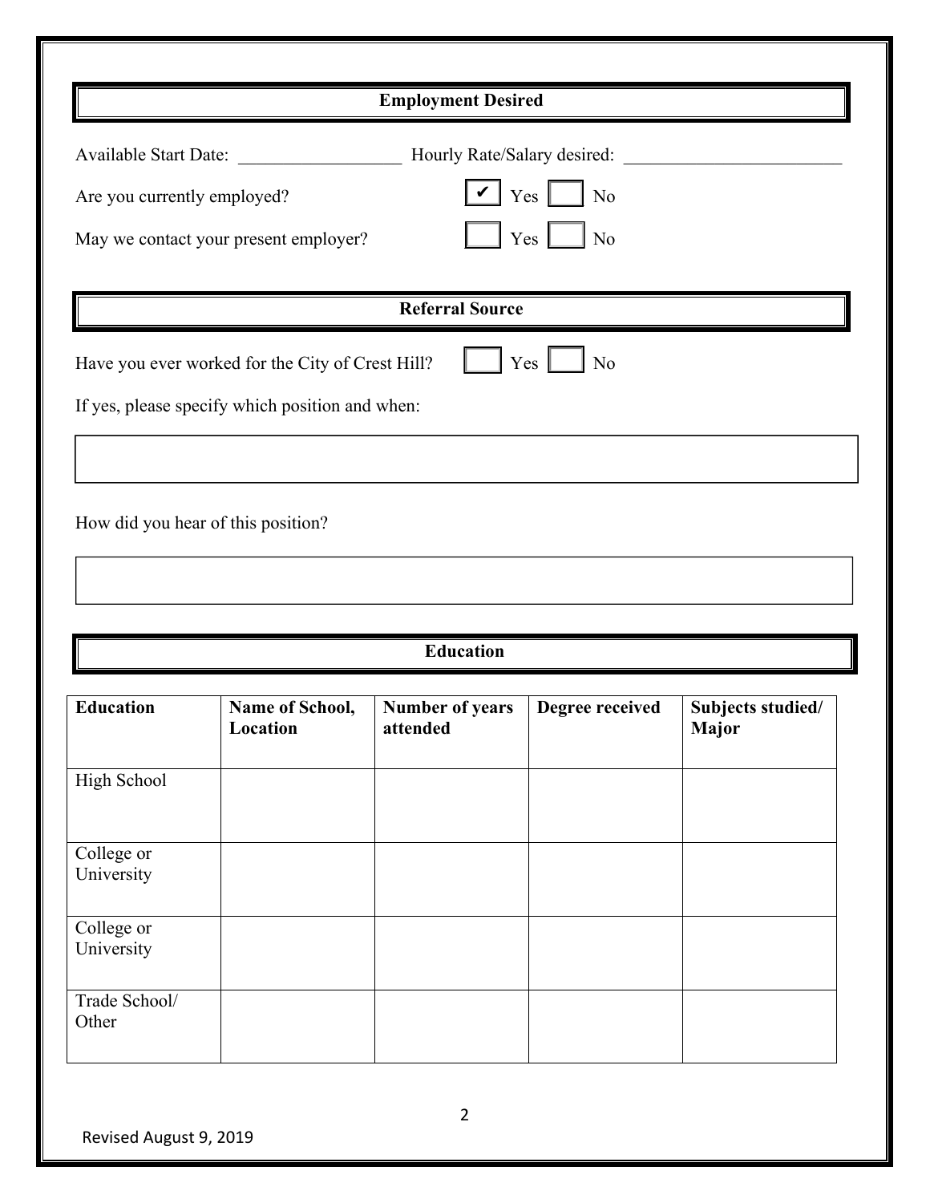## Employment Desired

Available Start Date: ___________________ Hourly Rate/Salary desired: _________________________

Are you currently employed? ☑ Yes ☐ No

May we contact your present employer? ☐ Yes ☐ No

## Referral Source

Have you ever worked for the City of Crest Hill? ☐ Yes ☐ No

If yes, please specify which position and when:

How did you hear of this position?

## Education

| Education | Name of School, Location | Number of years attended | Degree received | Subjects studied/ Major |
|---|---|---|---|---|
| High School | | | | |
| College or University | | | | |
| College or University | | | | |
| Trade School/ Other | | | | |

Revised August 9, 2019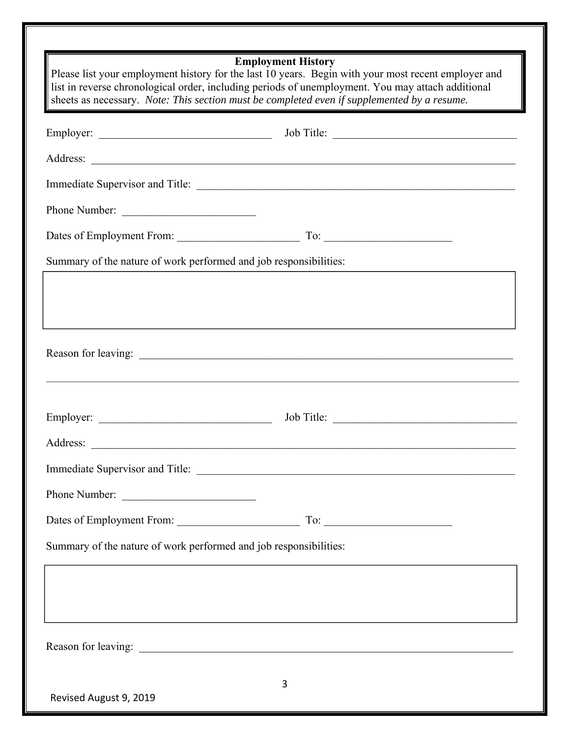## Employment History

Please list your employment history for the last 10 years. Begin with your most recent employer and list in reverse chronological order, including periods of unemployment. You may attach additional sheets as necessary. *Note: This section must be completed even if supplemented by a resume.*

Employer: ______________________________ Job Title: ________________________________

Address: ______________________________________________________________________________

Immediate Supervisor and Title: _______________________________________________________

Phone Number: ______________________

Dates of Employment From: ____________________ To: ____________________

Summary of the nature of work performed and job responsibilities:

| |
|---|
| |

Reason for leaving: ___________________________________________________________________

---

Employer: ______________________________ Job Title: ________________________________

Address: ______________________________________________________________________________

Immediate Supervisor and Title: _______________________________________________________

Phone Number: ______________________

Dates of Employment From: ____________________ To: ____________________

Summary of the nature of work performed and job responsibilities:

| |
|---|
| |

Reason for leaving: ___________________________________________________________________

Revised August 9, 2019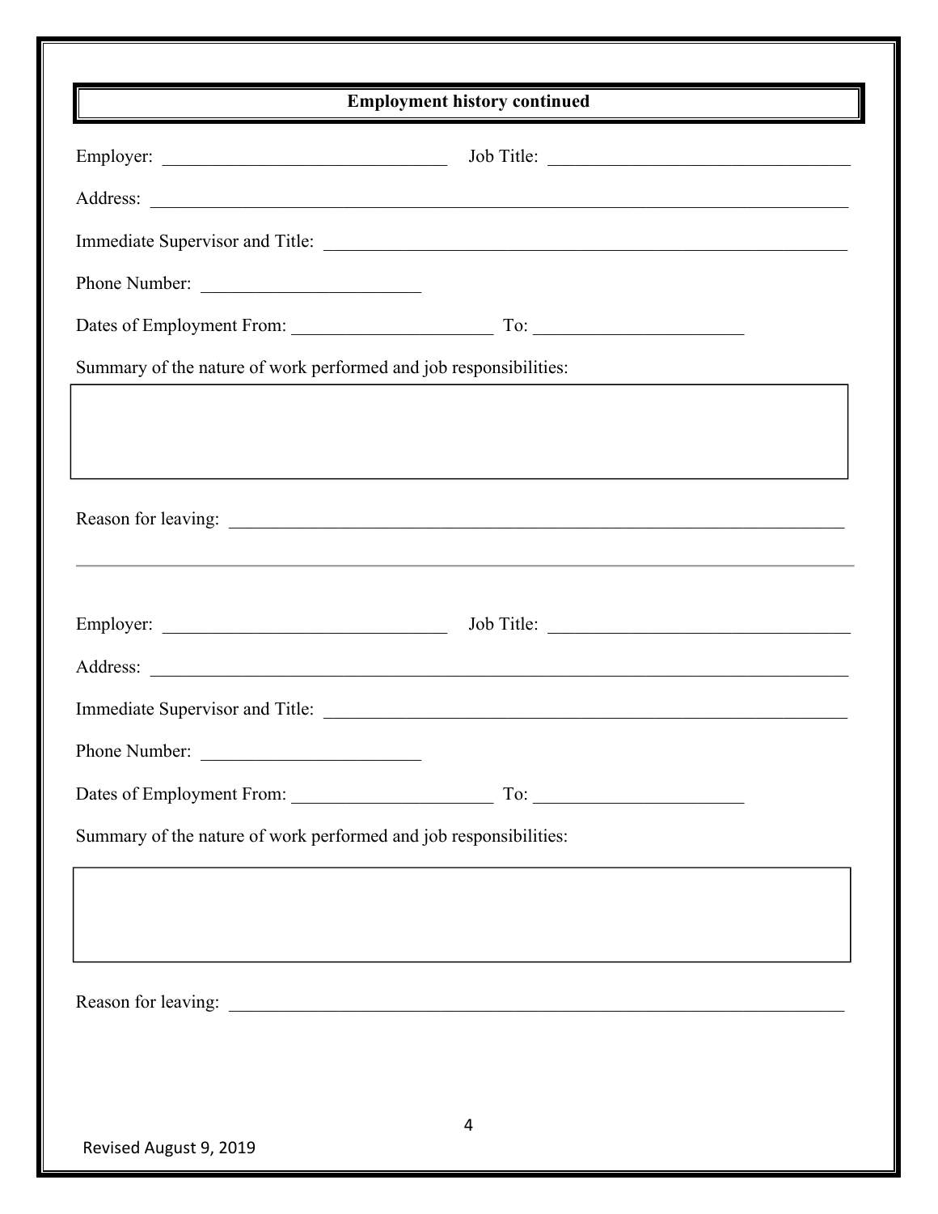## Employment history continued

Employer: ______________________________ Job Title: ______________________________

Address: ______________________________________________________________________

Immediate Supervisor and Title: _______________________________________________

Phone Number: ______________________

Dates of Employment From: ____________________ To: ____________________

Summary of the nature of work performed and job responsibilities:

| |
|---|
| |

Reason for leaving: ____________________________________________________________

---

Employer: ______________________________ Job Title: ______________________________

Address: ______________________________________________________________________

Immediate Supervisor and Title: _______________________________________________

Phone Number: ______________________

Dates of Employment From: ____________________ To: ____________________

Summary of the nature of work performed and job responsibilities:

| |
|---|
| |

Reason for leaving: ____________________________________________________________

Revised August 9, 2019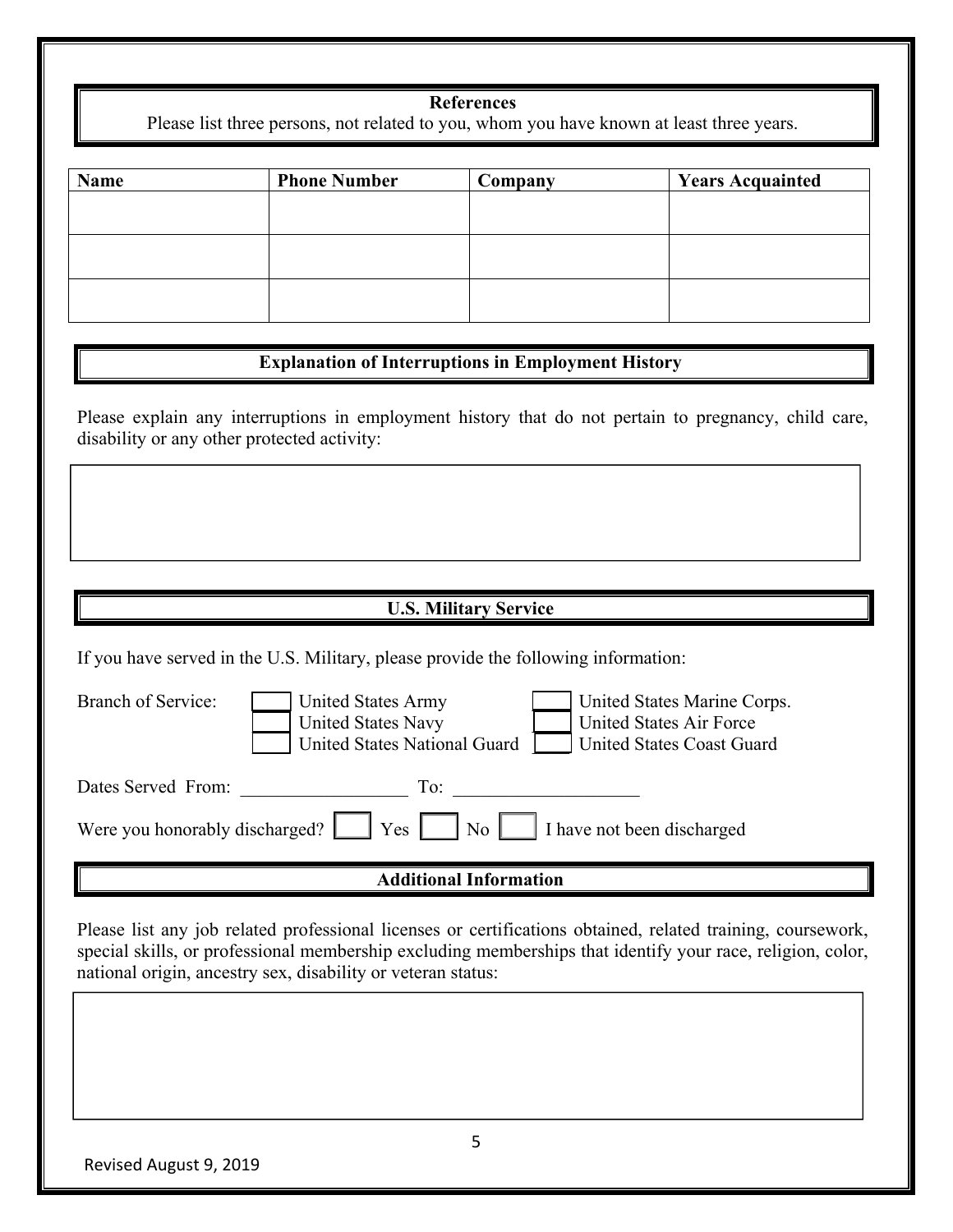## References

Please list three persons, not related to you, whom you have known at least three years.

| Name | Phone Number | Company | Years Acquainted |
|---|---|---|---|
| | | | |
| | | | |
| | | | |

## Explanation of Interruptions in Employment History

Please explain any interruptions in employment history that do not pertain to pregnancy, child care, disability or any other protected activity:

| |
|---|
| |

## U.S. Military Service

If you have served in the U.S. Military, please provide the following information:

Branch of Service:

- ☐ United States Army
- ☐ United States Navy
- ☐ United States National Guard
- ☐ United States Marine Corps.
- ☐ United States Air Force
- ☐ United States Coast Guard

Dates Served From: ___________________ To: ____________________

Were you honorably discharged? ☐ Yes ☐ No ☐ I have not been discharged

## Additional Information

Please list any job related professional licenses or certifications obtained, related training, coursework, special skills, or professional membership excluding memberships that identify your race, religion, color, national origin, ancestry sex, disability or veteran status:

| |
|---|
| |

Revised August 9, 2019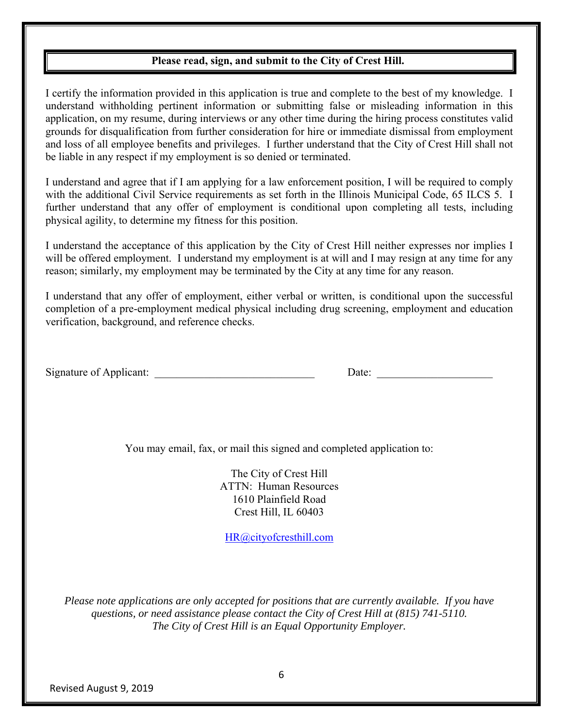**Please read, sign, and submit to the City of Crest Hill.**

I certify the information provided in this application is true and complete to the best of my knowledge. I understand withholding pertinent information or submitting false or misleading information in this application, on my resume, during interviews or any other time during the hiring process constitutes valid grounds for disqualification from further consideration for hire or immediate dismissal from employment and loss of all employee benefits and privileges. I further understand that the City of Crest Hill shall not be liable in any respect if my employment is so denied or terminated.

I understand and agree that if I am applying for a law enforcement position, I will be required to comply with the additional Civil Service requirements as set forth in the Illinois Municipal Code, 65 ILCS 5. I further understand that any offer of employment is conditional upon completing all tests, including physical agility, to determine my fitness for this position.

I understand the acceptance of this application by the City of Crest Hill neither expresses nor implies I will be offered employment. I understand my employment is at will and I may resign at any time for any reason; similarly, my employment may be terminated by the City at any time for any reason.

I understand that any offer of employment, either verbal or written, is conditional upon the successful completion of a pre-employment medical physical including drug screening, employment and education verification, background, and reference checks.

Signature of Applicant: ______________________________ Date: ______________________

You may email, fax, or mail this signed and completed application to:

The City of Crest Hill
ATTN: Human Resources
1610 Plainfield Road
Crest Hill, IL 60403

HR@cityofcresthill.com

*Please note applications are only accepted for positions that are currently available. If you have questions, or need assistance please contact the City of Crest Hill at (815) 741-5110.*
*The City of Crest Hill is an Equal Opportunity Employer.*

Revised August 9, 2019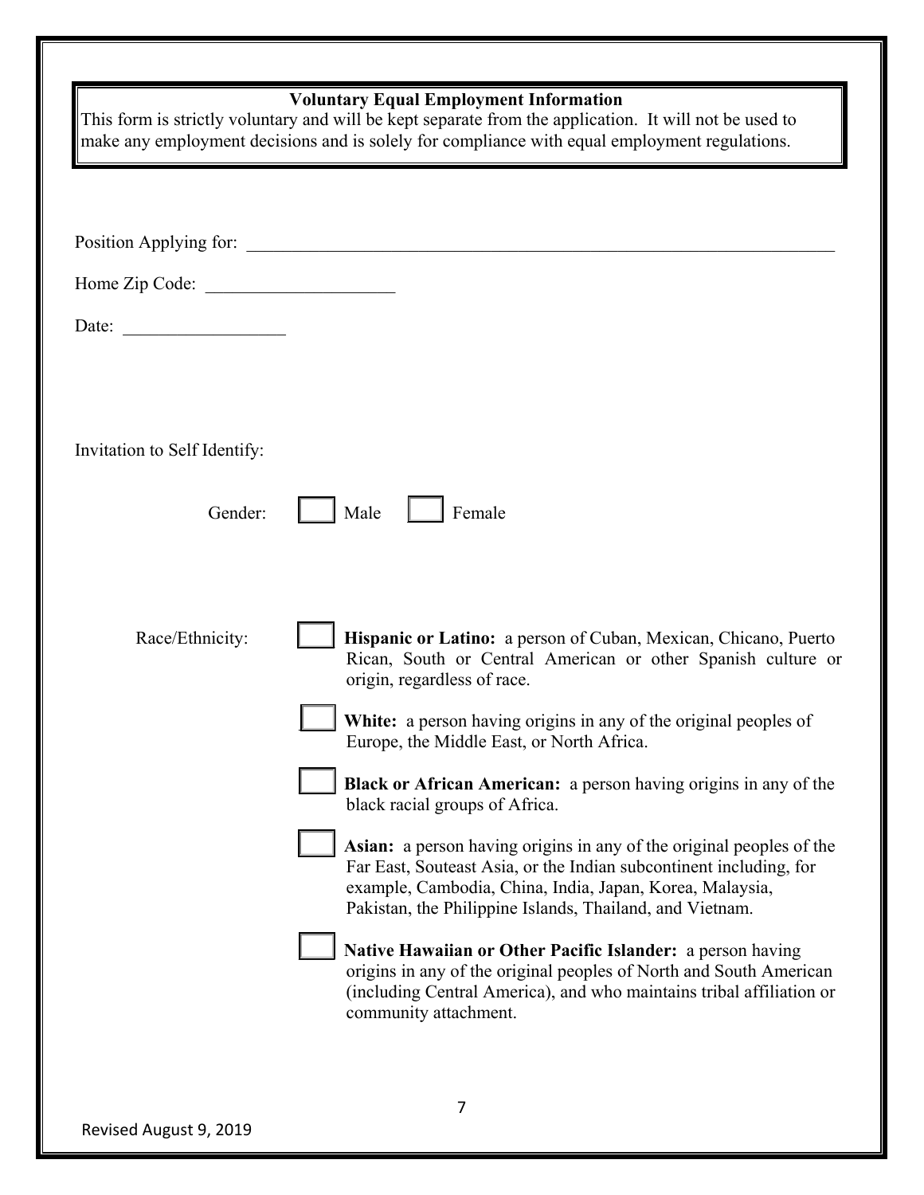**Voluntary Equal Employment Information**

This form is strictly voluntary and will be kept separate from the application. It will not be used to make any employment decisions and is solely for compliance with equal employment regulations.

Position Applying for: ____________________________________________________________________

Home Zip Code: ______________________

Date: ___________________

Invitation to Self Identify:

Gender: ☐ Male ☐ Female

Race/Ethnicity:

☐ **Hispanic or Latino:** a person of Cuban, Mexican, Chicano, Puerto Rican, South or Central American or other Spanish culture or origin, regardless of race.

☐ **White:** a person having origins in any of the original peoples of Europe, the Middle East, or North Africa.

☐ **Black or African American:** a person having origins in any of the black racial groups of Africa.

☐ **Asian:** a person having origins in any of the original peoples of the Far East, Souteast Asia, or the Indian subcontinent including, for example, Cambodia, China, India, Japan, Korea, Malaysia, Pakistan, the Philippine Islands, Thailand, and Vietnam.

☐ **Native Hawaiian or Other Pacific Islander:** a person having origins in any of the original peoples of North and South American (including Central America), and who maintains tribal affiliation or community attachment.

Revised August 9, 2019